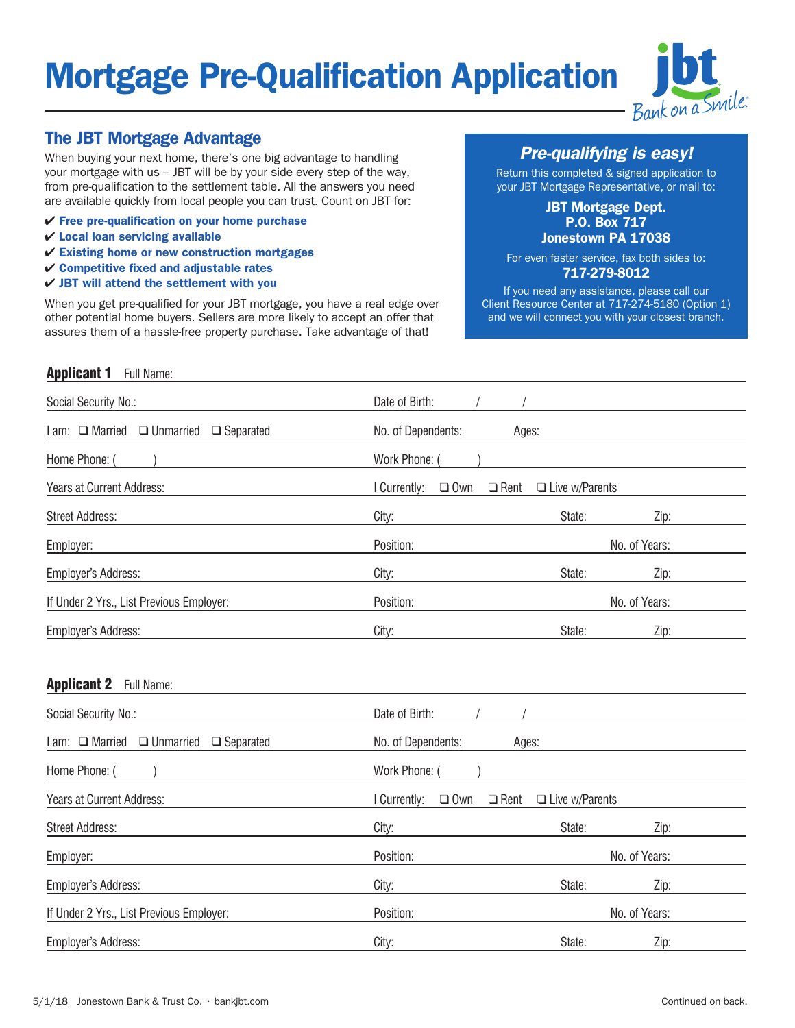# Mortgage Pre-Qualification Application

jbt
Bank on a Smile.

## The JBT Mortgage Advantage

When buying your next home, there's one big advantage to handling your mortgage with us – JBT will be by your side every step of the way, from pre-qualification to the settlement table. All the answers you need are available quickly from local people you can trust. Count on JBT for:

- ✔ **Free pre-qualification on your home purchase**
- ✔ **Local loan servicing available**
- ✔ **Existing home or new construction mortgages**
- ✔ **Competitive fixed and adjustable rates**
- ✔ **JBT will attend the settlement with you**

When you get pre-qualified for your JBT mortgage, you have a real edge over other potential home buyers. Sellers are more likely to accept an offer that assures them of a hassle-free property purchase. Take advantage of that!

### *Pre-qualifying is easy!*

Return this completed & signed application to your JBT Mortgage Representative, or mail to:

**JBT Mortgage Dept.**
**P.O. Box 717**
**Jonestown PA 17038**

For even faster service, fax both sides to:
**717-279-8012**

If you need any assistance, please call our Client Resource Center at 717-274-5180 (Option 1) and we will connect you with your closest branch.

**Applicant 1** Full Name:

Social Security No.: | Date of Birth: / /

I am: ❑ Married ❑ Unmarried ❑ Separated | No. of Dependents: Ages:

Home Phone: ( ) | Work Phone: ( )

Years at Current Address: | I Currently: ❑ Own ❑ Rent ❑ Live w/Parents

Street Address: | City: | State: | Zip:

Employer: | Position: | No. of Years:

Employer's Address: | City: | State: | Zip:

If Under 2 Yrs., List Previous Employer: | Position: | No. of Years:

Employer's Address: | City: | State: | Zip:

**Applicant 2** Full Name:

Social Security No.: | Date of Birth: / /

I am: ❑ Married ❑ Unmarried ❑ Separated | No. of Dependents: Ages:

Home Phone: ( ) | Work Phone: ( )

Years at Current Address: | I Currently: ❑ Own ❑ Rent ❑ Live w/Parents

Street Address: | City: | State: | Zip:

Employer: | Position: | No. of Years:

Employer's Address: | City: | State: | Zip:

If Under 2 Yrs., List Previous Employer: | Position: | No. of Years:

Employer's Address: | City: | State: | Zip:

5/1/18 Jonestown Bank & Trust Co. • bankjbt.com

Continued on back.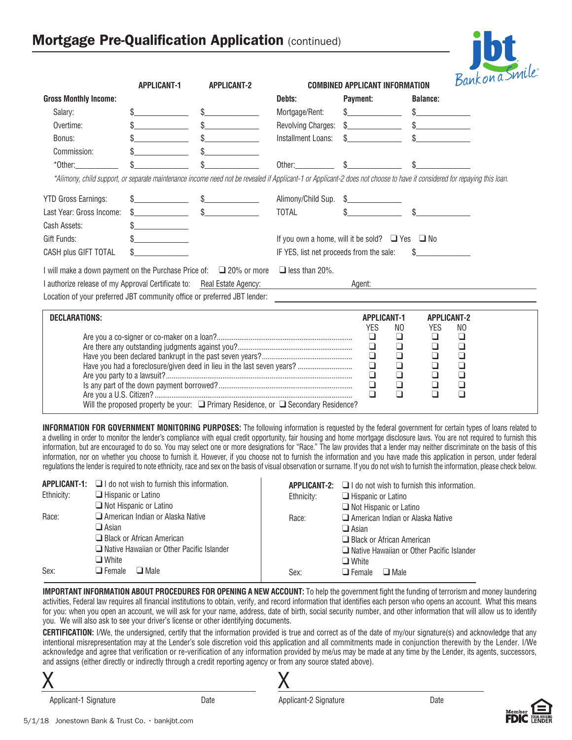# Mortgage Pre-Qualification Application (continued)

| | APPLICANT-1 | APPLICANT-2 | COMBINED APPLICANT INFORMATION | | |
|---|---|---|---|---|---|
| **Gross Monthly Income:** | | | **Debts:** | **Payment:** | **Balance:** |
| Salary: | $ | $ | Mortgage/Rent: | $ | $ |
| Overtime: | $ | $ | Revolving Charges: | $ | $ |
| Bonus: | $ | $ | Installment Loans: | $ | $ |
| Commission: | $ | $ | | | |
| *Other:_______ | $ | $ | Other:_______ | $ | $ |

*Alimony, child support, or separate maintenance income need not be revealed if Applicant-1 or Applicant-2 does not choose to have it considered for repaying this loan.*

| | | | | | |
|---|---|---|---|---|---|
| YTD Gross Earnings: | $ | $ | Alimony/Child Sup. | $ | |
| Last Year: Gross Income: | $ | $ | TOTAL | $ | $ |
| Cash Assets: | $ | | | | |
| Gift Funds: | $ | | If you own a home, will it be sold? ❑ Yes ❑ No | | |
| CASH plus GIFT TOTAL | $ | | IF YES, list net proceeds from the sale: | | $ |

I will make a down payment on the Purchase Price of: ❑ 20% or more ❑ less than 20%.

I authorize release of my Approval Certificate to: Real Estate Agency: _______ Agent: _______

Location of your preferred JBT community office or preferred JBT lender: _______

**DECLARATIONS:**

| | APPLICANT-1 YES | APPLICANT-1 NO | APPLICANT-2 YES | APPLICANT-2 NO |
|---|---|---|---|---|
| Are you a co-signer or co-maker on a loan? | ❑ | ❑ | ❑ | ❑ |
| Are there any outstanding judgments against you? | ❑ | ❑ | ❑ | ❑ |
| Have you been declared bankrupt in the past seven years? | ❑ | ❑ | ❑ | ❑ |
| Have you had a foreclosure/given deed in lieu in the last seven years? | ❑ | ❑ | ❑ | ❑ |
| Are you party to a lawsuit? | ❑ | ❑ | ❑ | ❑ |
| Is any part of the down payment borrowed? | ❑ | ❑ | ❑ | ❑ |
| Are you a U.S. Citizen? | ❑ | ❑ | ❑ | ❑ |

Will the proposed property be your: ❑ Primary Residence, or ❑ Secondary Residence?

**INFORMATION FOR GOVERNMENT MONITORING PURPOSES:** The following information is requested by the federal government for certain types of loans related to a dwelling in order to monitor the lender's compliance with equal credit opportunity, fair housing and home mortgage disclosure laws. You are not required to furnish this information, but are encouraged to do so. You may select one or more designations for "Race." The law provides that a lender may neither discriminate on the basis of this information, nor on whether you choose to furnish it. However, if you choose not to furnish the information and you have made this application in person, under federal regulations the lender is required to note ethnicity, race and sex on the basis of visual observation or surname. If you do not wish to furnish the information, please check below.

**APPLICANT-1:** ❑ I do not wish to furnish this information.

Ethnicity: ❑ Hispanic or Latino ❑ Not Hispanic or Latino

Race: ❑ American Indian or Alaska Native ❑ Asian ❑ Black or African American ❑ Native Hawaiian or Other Pacific Islander ❑ White

Sex: ❑ Female ❑ Male

**APPLICANT-2:** ❑ I do not wish to furnish this information.

Ethnicity: ❑ Hispanic or Latino ❑ Not Hispanic or Latino

Race: ❑ American Indian or Alaska Native ❑ Asian ❑ Black or African American ❑ Native Hawaiian or Other Pacific Islander ❑ White

Sex: ❑ Female ❑ Male

**IMPORTANT INFORMATION ABOUT PROCEDURES FOR OPENING A NEW ACCOUNT:** To help the government fight the funding of terrorism and money laundering activities, Federal law requires all financial institutions to obtain, verify, and record information that identifies each person who opens an account. What this means for you: when you open an account, we will ask for your name, address, date of birth, social security number, and other information that will allow us to identify you. We will also ask to see your driver's license or other identifying documents.

**CERTIFICATION:** I/We, the undersigned, certify that the information provided is true and correct as of the date of my/our signature(s) and acknowledge that any intentional misrepresentation may at the Lender's sole discretion void this application and all commitments made in conjunction therewith by the Lender. I/We acknowledge and agree that verification or re-verification of any information provided by me/us may be made at any time by the Lender, its agents, successors, and assigns (either directly or indirectly through a credit reporting agency or from any source stated above).

X _______________ Applicant-1 Signature Date

X _______________ Applicant-2 Signature Date

5/1/18 Jonestown Bank & Trust Co. • bankjbt.com

Member FDIC · EQUAL HOUSING LENDER